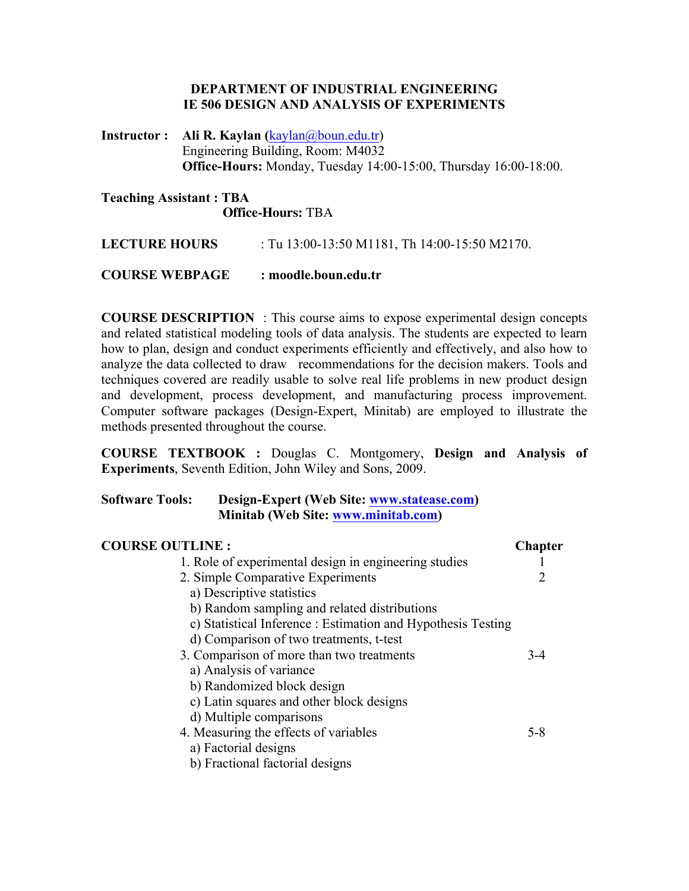**DEPARTMENT OF INDUSTRIAL ENGINEERING**
**IE 506 DESIGN AND ANALYSIS OF EXPERIMENTS**

**Instructor :** **Ali R. Kaylan (**kaylan@boun.edu.tr)
Engineering Building, Room: M4032
**Office-Hours:** Monday, Tuesday 14:00-15:00, Thursday 16:00-18:00.

**Teaching Assistant : TBA**
**Office-Hours:** TBA

**LECTURE HOURS** : Tu 13:00-13:50 M1181, Th 14:00-15:50 M2170.

**COURSE WEBPAGE** **: moodle.boun.edu.tr**

**COURSE DESCRIPTION** : This course aims to expose experimental design concepts and related statistical modeling tools of data analysis. The students are expected to learn how to plan, design and conduct experiments efficiently and effectively, and also how to analyze the data collected to draw recommendations for the decision makers. Tools and techniques covered are readily usable to solve real life problems in new product design and development, process development, and manufacturing process improvement. Computer software packages (Design-Expert, Minitab) are employed to illustrate the methods presented throughout the course.

**COURSE TEXTBOOK :** Douglas C. Montgomery, **Design and Analysis of Experiments**, Seventh Edition, John Wiley and Sons, 2009.

**Software Tools:** **Design-Expert (Web Site: www.statease.com)**
**Minitab (Web Site: www.minitab.com)**

**COURSE OUTLINE :**

| | **Chapter** |
|---|---|
| 1. Role of experimental design in engineering studies | 1 |
| 2. Simple Comparative Experiments | 2 |
| a) Descriptive statistics | |
| b) Random sampling and related distributions | |
| c) Statistical Inference : Estimation and Hypothesis Testing | |
| d) Comparison of two treatments, t-test | |
| 3. Comparison of more than two treatments | 3-4 |
| a) Analysis of variance | |
| b) Randomized block design | |
| c) Latin squares and other block designs | |
| d) Multiple comparisons | |
| 4. Measuring the effects of variables | 5-8 |
| a) Factorial designs | |
| b) Fractional factorial designs | |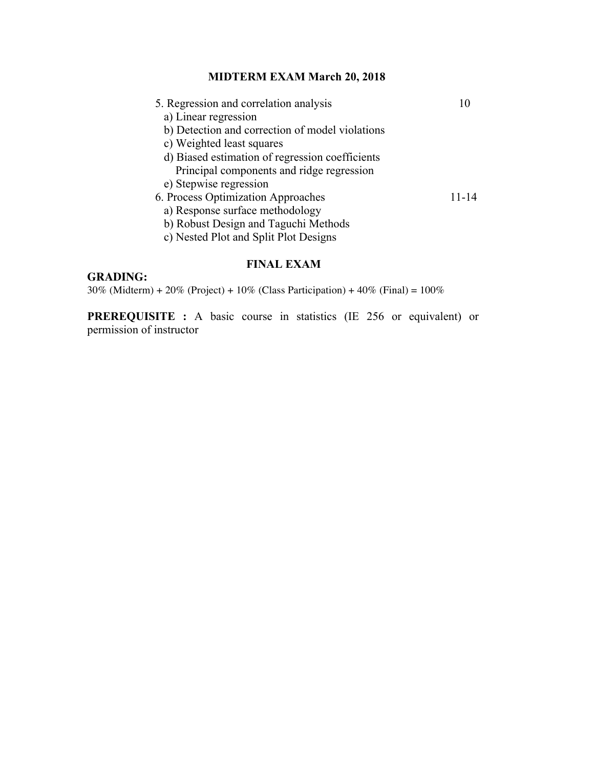**MIDTERM EXAM March 20, 2018**

| | |
|---|---|
| 5. Regression and correlation analysis | 10 |
| a) Linear regression | |
| b) Detection and correction of model violations | |
| c) Weighted least squares | |
| d) Biased estimation of regression coefficients Principal components and ridge regression | |
| e) Stepwise regression | |
| 6. Process Optimization Approaches | 11-14 |
| a) Response surface methodology | |
| b) Robust Design and Taguchi Methods | |
| c) Nested Plot and Split Plot Designs | |

**FINAL EXAM**

**GRADING:**

30% (Midterm) + 20% (Project) + 10% (Class Participation) + 40% (Final) = 100%

**PREREQUISITE :** A basic course in statistics (IE 256 or equivalent) or permission of instructor